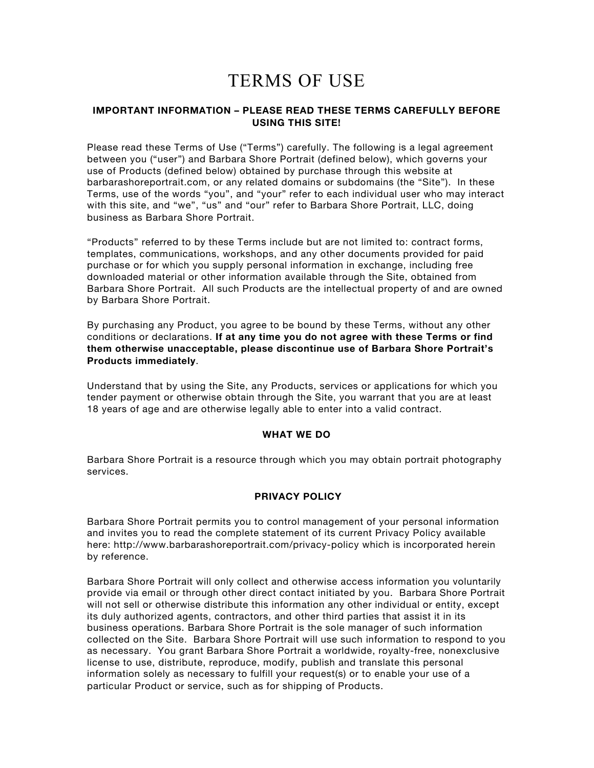# TERMS OF USE

**IMPORTANT INFORMATION – PLEASE READ THESE TERMS CAREFULLY BEFORE USING THIS SITE!**

Please read these Terms of Use ("Terms") carefully. The following is a legal agreement between you ("user") and Barbara Shore Portrait (defined below), which governs your use of Products (defined below) obtained by purchase through this website at barbarashoreportrait.com, or any related domains or subdomains (the "Site"). In these Terms, use of the words "you", and "your" refer to each individual user who may interact with this site, and "we", "us" and "our" refer to Barbara Shore Portrait, LLC, doing business as Barbara Shore Portrait.

"Products" referred to by these Terms include but are not limited to: contract forms, templates, communications, workshops, and any other documents provided for paid purchase or for which you supply personal information in exchange, including free downloaded material or other information available through the Site, obtained from Barbara Shore Portrait. All such Products are the intellectual property of and are owned by Barbara Shore Portrait.

By purchasing any Product, you agree to be bound by these Terms, without any other conditions or declarations. **If at any time you do not agree with these Terms or find them otherwise unacceptable, please discontinue use of Barbara Shore Portrait's Products immediately**.

Understand that by using the Site, any Products, services or applications for which you tender payment or otherwise obtain through the Site, you warrant that you are at least 18 years of age and are otherwise legally able to enter into a valid contract.

**WHAT WE DO**

Barbara Shore Portrait is a resource through which you may obtain portrait photography services.

**PRIVACY POLICY**

Barbara Shore Portrait permits you to control management of your personal information and invites you to read the complete statement of its current Privacy Policy available here: http://www.barbarashoreportrait.com/privacy-policy which is incorporated herein by reference.

Barbara Shore Portrait will only collect and otherwise access information you voluntarily provide via email or through other direct contact initiated by you. Barbara Shore Portrait will not sell or otherwise distribute this information any other individual or entity, except its duly authorized agents, contractors, and other third parties that assist it in its business operations. Barbara Shore Portrait is the sole manager of such information collected on the Site. Barbara Shore Portrait will use such information to respond to you as necessary. You grant Barbara Shore Portrait a worldwide, royalty-free, nonexclusive license to use, distribute, reproduce, modify, publish and translate this personal information solely as necessary to fulfill your request(s) or to enable your use of a particular Product or service, such as for shipping of Products.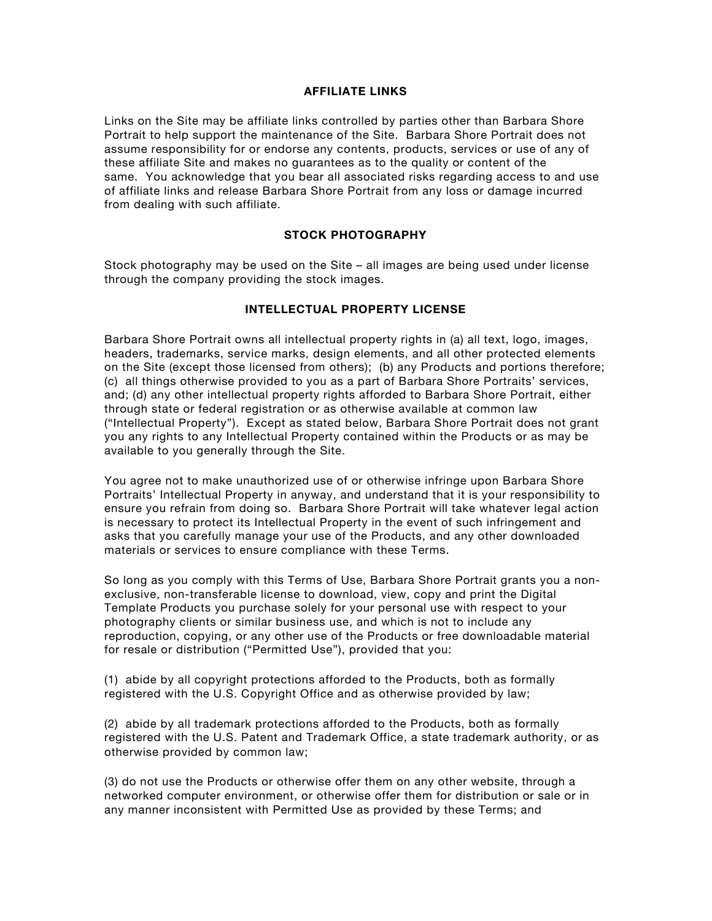## AFFILIATE LINKS

Links on the Site may be affiliate links controlled by parties other than Barbara Shore Portrait to help support the maintenance of the Site. Barbara Shore Portrait does not assume responsibility for or endorse any contents, products, services or use of any of these affiliate Site and makes no guarantees as to the quality or content of the same. You acknowledge that you bear all associated risks regarding access to and use of affiliate links and release Barbara Shore Portrait from any loss or damage incurred from dealing with such affiliate.

## STOCK PHOTOGRAPHY

Stock photography may be used on the Site – all images are being used under license through the company providing the stock images.

## INTELLECTUAL PROPERTY LICENSE

Barbara Shore Portrait owns all intellectual property rights in (a) all text, logo, images, headers, trademarks, service marks, design elements, and all other protected elements on the Site (except those licensed from others); (b) any Products and portions therefore; (c) all things otherwise provided to you as a part of Barbara Shore Portraits' services, and; (d) any other intellectual property rights afforded to Barbara Shore Portrait, either through state or federal registration or as otherwise available at common law ("Intellectual Property"). Except as stated below, Barbara Shore Portrait does not grant you any rights to any Intellectual Property contained within the Products or as may be available to you generally through the Site.

You agree not to make unauthorized use of or otherwise infringe upon Barbara Shore Portraits' Intellectual Property in anyway, and understand that it is your responsibility to ensure you refrain from doing so. Barbara Shore Portrait will take whatever legal action is necessary to protect its Intellectual Property in the event of such infringement and asks that you carefully manage your use of the Products, and any other downloaded materials or services to ensure compliance with these Terms.

So long as you comply with this Terms of Use, Barbara Shore Portrait grants you a non-exclusive, non-transferable license to download, view, copy and print the Digital Template Products you purchase solely for your personal use with respect to your photography clients or similar business use, and which is not to include any reproduction, copying, or any other use of the Products or free downloadable material for resale or distribution ("Permitted Use"), provided that you:

(1) abide by all copyright protections afforded to the Products, both as formally registered with the U.S. Copyright Office and as otherwise provided by law;

(2) abide by all trademark protections afforded to the Products, both as formally registered with the U.S. Patent and Trademark Office, a state trademark authority, or as otherwise provided by common law;

(3) do not use the Products or otherwise offer them on any other website, through a networked computer environment, or otherwise offer them for distribution or sale or in any manner inconsistent with Permitted Use as provided by these Terms; and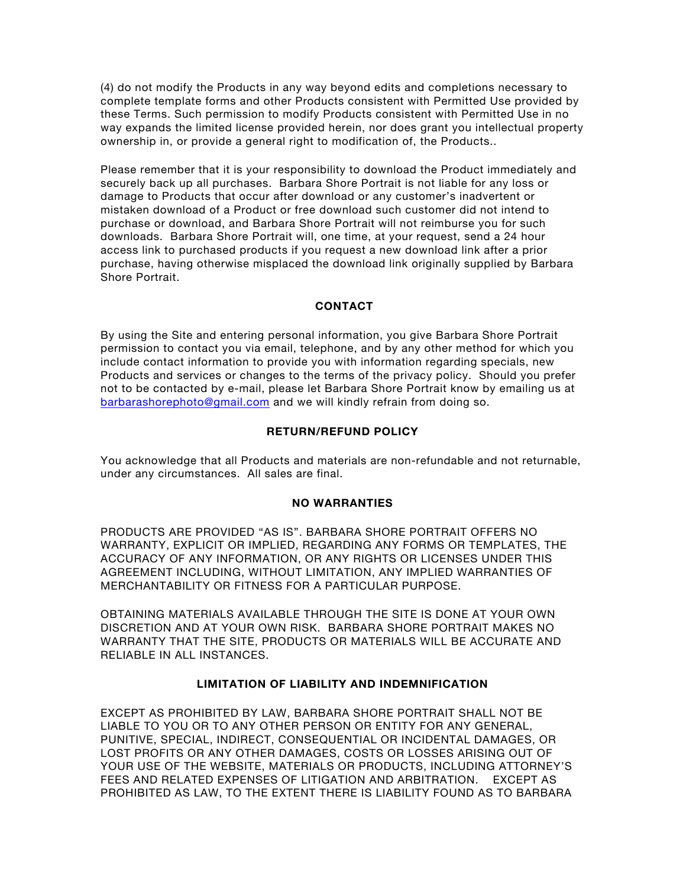(4) do not modify the Products in any way beyond edits and completions necessary to complete template forms and other Products consistent with Permitted Use provided by these Terms. Such permission to modify Products consistent with Permitted Use in no way expands the limited license provided herein, nor does grant you intellectual property ownership in, or provide a general right to modification of, the Products..

Please remember that it is your responsibility to download the Product immediately and securely back up all purchases. Barbara Shore Portrait is not liable for any loss or damage to Products that occur after download or any customer's inadvertent or mistaken download of a Product or free download such customer did not intend to purchase or download, and Barbara Shore Portrait will not reimburse you for such downloads. Barbara Shore Portrait will, one time, at your request, send a 24 hour access link to purchased products if you request a new download link after a prior purchase, having otherwise misplaced the download link originally supplied by Barbara Shore Portrait.

**CONTACT**

By using the Site and entering personal information, you give Barbara Shore Portrait permission to contact you via email, telephone, and by any other method for which you include contact information to provide you with information regarding specials, new Products and services or changes to the terms of the privacy policy. Should you prefer not to be contacted by e-mail, please let Barbara Shore Portrait know by emailing us at barbarashorephoto@gmail.com and we will kindly refrain from doing so.

**RETURN/REFUND POLICY**

You acknowledge that all Products and materials are non-refundable and not returnable, under any circumstances. All sales are final.

**NO WARRANTIES**

PRODUCTS ARE PROVIDED "AS IS". BARBARA SHORE PORTRAIT OFFERS NO WARRANTY, EXPLICIT OR IMPLIED, REGARDING ANY FORMS OR TEMPLATES, THE ACCURACY OF ANY INFORMATION, OR ANY RIGHTS OR LICENSES UNDER THIS AGREEMENT INCLUDING, WITHOUT LIMITATION, ANY IMPLIED WARRANTIES OF MERCHANTABILITY OR FITNESS FOR A PARTICULAR PURPOSE.

OBTAINING MATERIALS AVAILABLE THROUGH THE SITE IS DONE AT YOUR OWN DISCRETION AND AT YOUR OWN RISK. BARBARA SHORE PORTRAIT MAKES NO WARRANTY THAT THE SITE, PRODUCTS OR MATERIALS WILL BE ACCURATE AND RELIABLE IN ALL INSTANCES.

**LIMITATION OF LIABILITY AND INDEMNIFICATION**

EXCEPT AS PROHIBITED BY LAW, BARBARA SHORE PORTRAIT SHALL NOT BE LIABLE TO YOU OR TO ANY OTHER PERSON OR ENTITY FOR ANY GENERAL, PUNITIVE, SPECIAL, INDIRECT, CONSEQUENTIAL OR INCIDENTAL DAMAGES, OR LOST PROFITS OR ANY OTHER DAMAGES, COSTS OR LOSSES ARISING OUT OF YOUR USE OF THE WEBSITE, MATERIALS OR PRODUCTS, INCLUDING ATTORNEY'S FEES AND RELATED EXPENSES OF LITIGATION AND ARBITRATION. EXCEPT AS PROHIBITED AS LAW, TO THE EXTENT THERE IS LIABILITY FOUND AS TO BARBARA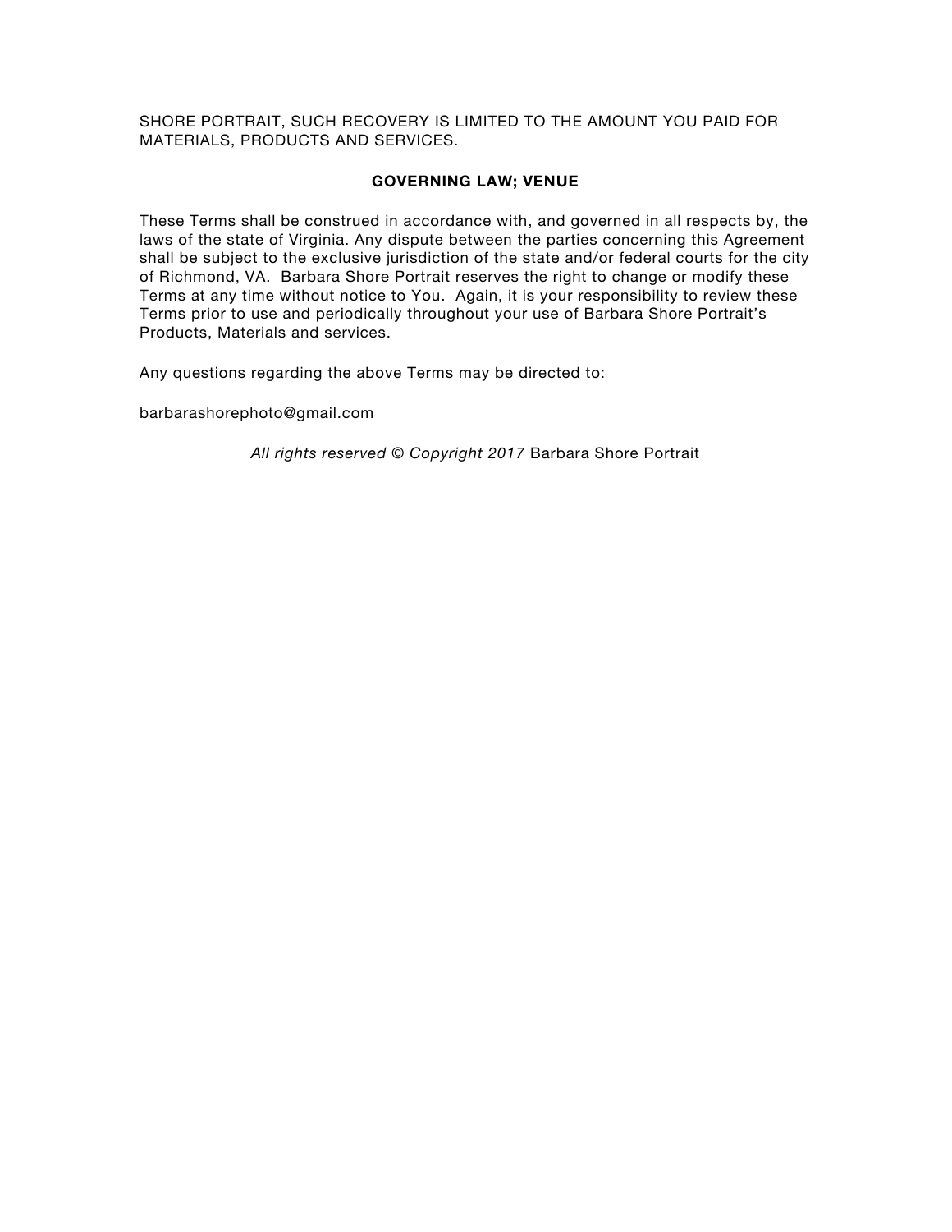SHORE PORTRAIT, SUCH RECOVERY IS LIMITED TO THE AMOUNT YOU PAID FOR MATERIALS, PRODUCTS AND SERVICES.

**GOVERNING LAW; VENUE**

These Terms shall be construed in accordance with, and governed in all respects by, the laws of the state of Virginia. Any dispute between the parties concerning this Agreement shall be subject to the exclusive jurisdiction of the state and/or federal courts for the city of Richmond, VA. Barbara Shore Portrait reserves the right to change or modify these Terms at any time without notice to You. Again, it is your responsibility to review these Terms prior to use and periodically throughout your use of Barbara Shore Portrait's Products, Materials and services.

Any questions regarding the above Terms may be directed to:

barbarashorephoto@gmail.com

*All rights reserved © Copyright 2017* Barbara Shore Portrait